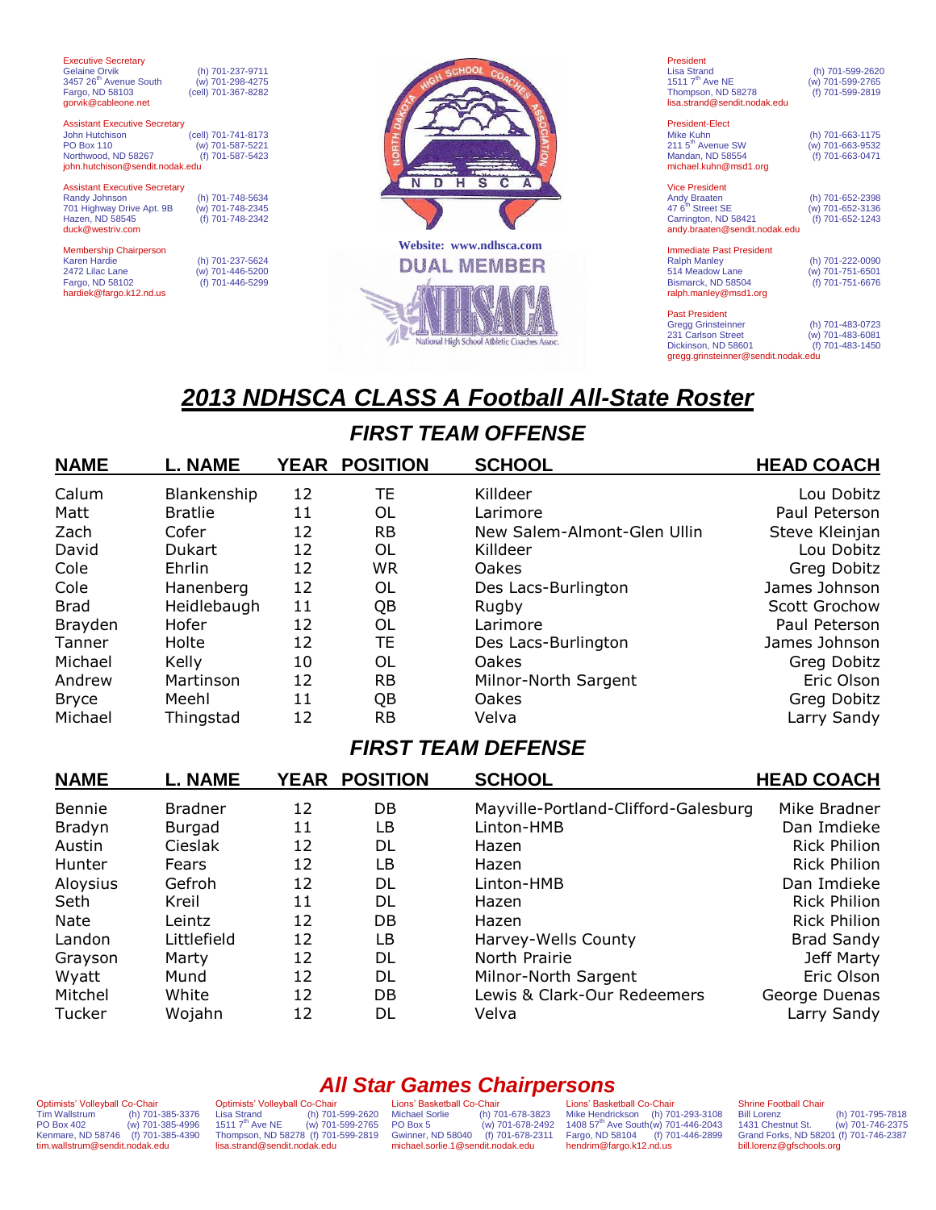Executive Secretary
Gelaine Orvik (h) 701-237-9711
3457 26th Avenue South (w) 701-298-4275
Fargo, ND 58103 (cell) 701-367-8282
gorvik@cableone.net

Assistant Executive Secretary
John Hutchison (cell) 701-741-8173
PO Box 110 (w) 701-587-5221
Northwood, ND 58267 (f) 701-587-5423
john.hutchison@sendit.nodak.edu

Assistant Executive Secretary
Randy Johnson (h) 701-748-5634
701 Highway Drive Apt. 9B (w) 701-748-2345
Hazen, ND 58545 (f) 701-748-2342
duck@westriv.com

Membership Chairperson
Karen Hardie (h) 701-237-5624
2472 Lilac Lane (w) 701-446-5200
Fargo, ND 58102 (f) 701-446-5299
hardiek@fargo.k12.nd.us

NORTH DAKOTA HIGH SCHOOL COACHES ASSOCIATION
N D H S C A

Website: www.ndhsca.com

DUAL MEMBER

NHSACA National High School Athletic Coaches Assoc.

President
Lisa Strand (h) 701-599-2620
1511 7th Ave NE (w) 701-599-2765
Thompson, ND 58278 (f) 701-599-2819
lisa.strand@sendit.nodak.edu

President-Elect
Mike Kuhn (h) 701-663-1175
211 5th Avenue SW (w) 701-663-9532
Mandan, ND 58554 (f) 701-663-0471
michael.kuhn@msd1.org

Vice President
Andy Braaten (h) 701-652-2398
47 6th Street SE (w) 701-652-3136
Carrington, ND 58421 (f) 701-652-1243
andy.braaten@sendit.nodak.edu

Immediate Past President
Ralph Manley (h) 701-222-0090
514 Meadow Lane (w) 701-751-6501
Bismarck, ND 58504 (f) 701-751-6676
ralph.manley@msd1.org

Past President
Gregg Grinsteinner (h) 701-483-0723
231 Carlson Street (w) 701-483-6081
Dickinson, ND 58601 (f) 701-483-1450
gregg.grinsteinner@sendit.nodak.edu

# 2013 NDHSCA CLASS A Football All-State Roster

## FIRST TEAM OFFENSE

| NAME | L. NAME | YEAR | POSITION | SCHOOL | HEAD COACH |
|---|---|---|---|---|---|
| Calum | Blankenship | 12 | TE | Killdeer | Lou Dobitz |
| Matt | Bratlie | 11 | OL | Larimore | Paul Peterson |
| Zach | Cofer | 12 | RB | New Salem-Almont-Glen Ullin | Steve Kleinjan |
| David | Dukart | 12 | OL | Killdeer | Lou Dobitz |
| Cole | Ehrlin | 12 | WR | Oakes | Greg Dobitz |
| Cole | Hanenberg | 12 | OL | Des Lacs-Burlington | James Johnson |
| Brad | Heidlebaugh | 11 | QB | Rugby | Scott Grochow |
| Brayden | Hofer | 12 | OL | Larimore | Paul Peterson |
| Tanner | Holte | 12 | TE | Des Lacs-Burlington | James Johnson |
| Michael | Kelly | 10 | OL | Oakes | Greg Dobitz |
| Andrew | Martinson | 12 | RB | Milnor-North Sargent | Eric Olson |
| Bryce | Meehl | 11 | QB | Oakes | Greg Dobitz |
| Michael | Thingstad | 12 | RB | Velva | Larry Sandy |

## FIRST TEAM DEFENSE

| NAME | L. NAME | YEAR | POSITION | SCHOOL | HEAD COACH |
|---|---|---|---|---|---|
| Bennie | Bradner | 12 | DB | Mayville-Portland-Clifford-Galesburg | Mike Bradner |
| Bradyn | Burgad | 11 | LB | Linton-HMB | Dan Imdieke |
| Austin | Cieslak | 12 | DL | Hazen | Rick Philion |
| Hunter | Fears | 12 | LB | Hazen | Rick Philion |
| Aloysius | Gefroh | 12 | DL | Linton-HMB | Dan Imdieke |
| Seth | Kreil | 11 | DL | Hazen | Rick Philion |
| Nate | Leintz | 12 | DB | Hazen | Rick Philion |
| Landon | Littlefield | 12 | LB | Harvey-Wells County | Brad Sandy |
| Grayson | Marty | 12 | DL | North Prairie | Jeff Marty |
| Wyatt | Mund | 12 | DL | Milnor-North Sargent | Eric Olson |
| Mitchel | White | 12 | DB | Lewis & Clark-Our Redeemers | George Duenas |
| Tucker | Wojahn | 12 | DL | Velva | Larry Sandy |

## All Star Games Chairpersons

Optimists' Volleyball Co-Chair
Tim Wallstrum (h) 701-385-3376
PO Box 402 (w) 701-385-4996
Kenmare, ND 58746 (f) 701-385-4390
tim.wallstrum@sendit.nodak.edu

Optimists' Volleyball Co-Chair
Lisa Strand (h) 701-599-2620
1511 7th Ave NE (w) 701-599-2765
Thompson, ND 58278 (f) 701-599-2819
lisa.strand@sendit.nodak.edu

Lions' Basketball Co-Chair
Michael Sorlie (h) 701-678-3823
PO Box 5 (w) 701-678-2492
Gwinner, ND 58040 (f) 701-678-2311
michael.sorlie.1@sendit.nodak.edu

Lions' Basketball Co-Chair
Mike Hendrickson (h) 701-293-3108
1408 57th Ave South (w) 701-446-2043
Fargo, ND 58104 (f) 701-446-2899
hendrim@fargo.k12.nd.us

Shrine Football Chair
Bill Lorenz (h) 701-795-7818
1431 Chestnut St. (w) 701-746-2375
Grand Forks, ND 58201 (f) 701-746-2387
bill.lorenz@gfschools.org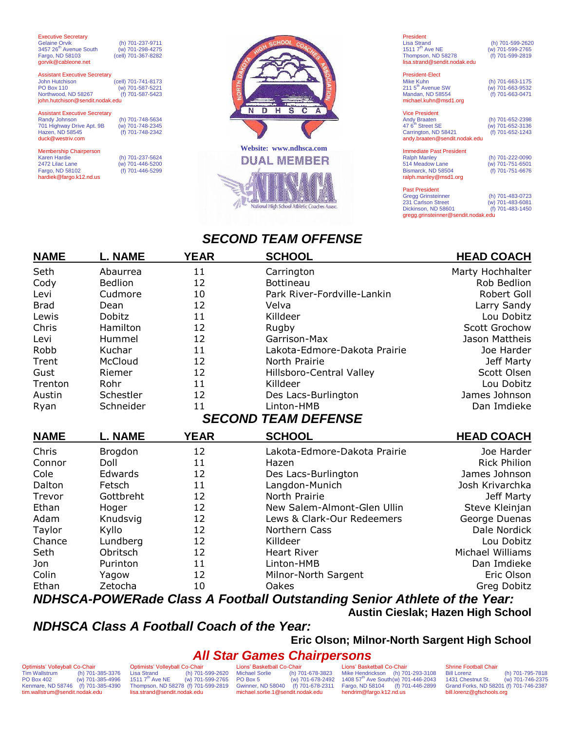Executive Secretary
Gelaine Orvik (h) 701-237-9711
3457 26th Avenue South (w) 701-298-4275
Fargo, ND 58103 (cell) 701-367-8282
gorvik@cableone.net

Assistant Executive Secretary
John Hutchison (cell) 701-741-8173
PO Box 110 (w) 701-587-5221
Northwood, ND 58267 (f) 701-587-5423
john.hutchison@sendit.nodak.edu

Assistant Executive Secretary
Randy Johnson (h) 701-748-5634
701 Highway Drive Apt. 9B (w) 701-748-2345
Hazen, ND 58545 (f) 701-748-2342
duck@westriv.com

Membership Chairperson
Karen Hardie (h) 701-237-5624
2472 Lilac Lane (w) 701-446-5200
Fargo, ND 58102 (f) 701-446-5299
hardiek@fargo.k12.nd.us

NORTH DAKOTA HIGH SCHOOL COACHES ASSOCIATION
N D H S C A

Website: www.ndhsca.com

DUAL MEMBER

NHSACA National High School Athletic Coaches Assoc.

President
Lisa Strand (h) 701-599-2620
1511 7th Ave NE (w) 701-599-2765
Thompson, ND 58278 (f) 701-599-2819
lisa.strand@sendit.nodak.edu

President-Elect
Mike Kuhn (h) 701-663-1175
211 5th Avenue SW (w) 701-663-9532
Mandan, ND 58554 (f) 701-663-0471
michael.kuhn@msd1.org

Vice President
Andy Braaten (h) 701-652-2398
47 6th Street SE (w) 701-652-3136
Carrington, ND 58421 (f) 701-652-1243
andy.braaten@sendit.nodak.edu

Immediate Past President
Ralph Manley (h) 701-222-0090
514 Meadow Lane (w) 701-751-6501
Bismarck, ND 58504 (f) 701-751-6676
ralph.manley@msd1.org

Past President
Gregg Grinsteinner (h) 701-483-0723
231 Carlson Street (w) 701-483-6081
Dickinson, ND 58601 (f) 701-483-1450
gregg.grinsteinner@sendit.nodak.edu

## *SECOND TEAM OFFENSE*

| NAME | L. NAME | YEAR | SCHOOL | HEAD COACH |
|---|---|---|---|---|
| Seth | Abaurrea | 11 | Carrington | Marty Hochhalter |
| Cody | Bedlion | 12 | Bottineau | Rob Bedlion |
| Levi | Cudmore | 10 | Park River-Fordville-Lankin | Robert Goll |
| Brad | Dean | 12 | Velva | Larry Sandy |
| Lewis | Dobitz | 11 | Killdeer | Lou Dobitz |
| Chris | Hamilton | 12 | Rugby | Scott Grochow |
| Levi | Hummel | 12 | Garrison-Max | Jason Mattheis |
| Robb | Kuchar | 11 | Lakota-Edmore-Dakota Prairie | Joe Harder |
| Trent | McCloud | 12 | North Prairie | Jeff Marty |
| Gust | Riemer | 12 | Hillsboro-Central Valley | Scott Olsen |
| Trenton | Rohr | 11 | Killdeer | Lou Dobitz |
| Austin | Schestler | 12 | Des Lacs-Burlington | James Johnson |
| Ryan | Schneider | 11 | Linton-HMB | Dan Imdieke |

## *SECOND TEAM DEFENSE*

| NAME | L. NAME | YEAR | SCHOOL | HEAD COACH |
|---|---|---|---|---|
| Chris | Brogdon | 12 | Lakota-Edmore-Dakota Prairie | Joe Harder |
| Connor | Doll | 11 | Hazen | Rick Philion |
| Cole | Edwards | 12 | Des Lacs-Burlington | James Johnson |
| Dalton | Fetsch | 11 | Langdon-Munich | Josh Krivarchka |
| Trevor | Gottbreht | 12 | North Prairie | Jeff Marty |
| Ethan | Hoger | 12 | New Salem-Almont-Glen Ullin | Steve Kleinjan |
| Adam | Knudsvig | 12 | Lews & Clark-Our Redeemers | George Duenas |
| Taylor | Kyllo | 12 | Northern Cass | Dale Nordick |
| Chance | Lundberg | 12 | Killdeer | Lou Dobitz |
| Seth | Obritsch | 12 | Heart River | Michael Williams |
| Jon | Purinton | 11 | Linton-HMB | Dan Imdieke |
| Colin | Yagow | 12 | Milnor-North Sargent | Eric Olson |
| Ethan | Zetocha | 10 | Oakes | Greg Dobitz |

## *NDHSCA-POWERade Class A Football Outstanding Senior Athlete of the Year:*

**Austin Cieslak; Hazen High School**

## *NDHSCA Class A Football Coach of the Year:*

**Eric Olson; Milnor-North Sargent High School**

## *All Star Games Chairpersons*

Optimists' Volleyball Co-Chair
Tim Wallstrum (h) 701-385-3376
PO Box 402 (w) 701-385-4996
Kenmare, ND 58746 (f) 701-385-4390
tim.wallstrum@sendit.nodak.edu

Optimists' Volleyball Co-Chair
Lisa Strand (h) 701-599-2620
1511 7th Ave NE (w) 701-599-2765
Thompson, ND 58278 (f) 701-599-2819
lisa.strand@sendit.nodak.edu

Lions' Basketball Co-Chair
Michael Sorlie (h) 701-678-3823
PO Box 5 (w) 701-678-2492
Gwinner, ND 58040 (f) 701-678-2311
michael.sorlie.1@sendit.nodak.edu

Lions' Basketball Co-Chair
Mike Hendrickson (h) 701-293-3108
1408 57th Ave South (w) 701-446-2043
Fargo, ND 58104 (f) 701-446-2899
hendrim@fargo.k12.nd.us

Shrine Football Chair
Bill Lorenz (h) 701-795-7818
1431 Chestnut St. (w) 701-746-2375
Grand Forks, ND 58201 (f) 701-746-2387
bill.lorenz@gfschools.org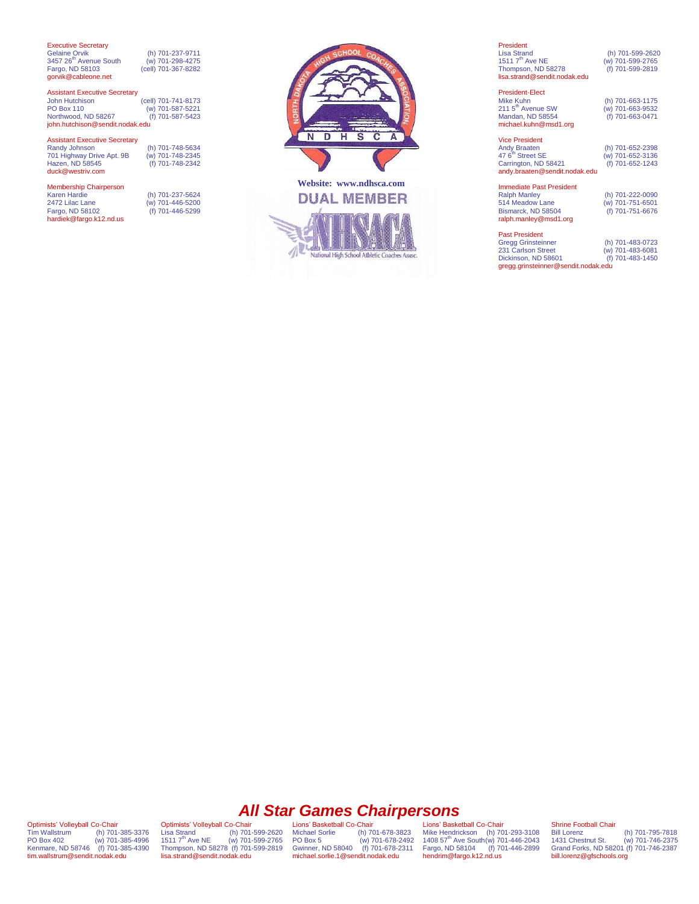Executive Secretary
Gelaine Orvik (h) 701-237-9711
3457 26th Avenue South (w) 701-298-4275
Fargo, ND 58103 (cell) 701-367-8282
gorvik@cableone.net

Assistant Executive Secretary
John Hutchison (cell) 701-741-8173
PO Box 110 (w) 701-587-5221
Northwood, ND 58267 (f) 701-587-5423
john.hutchison@sendit.nodak.edu

Assistant Executive Secretary
Randy Johnson (h) 701-748-5634
701 Highway Drive Apt. 9B (w) 701-748-2345
Hazen, ND 58545 (f) 701-748-2342
duck@westriv.com

Membership Chairperson
Karen Hardie (h) 701-237-5624
2472 Lilac Lane (w) 701-446-5200
Fargo, ND 58102 (f) 701-446-5299
hardiek@fargo.k12.nd.us

NORTH DAKOTA HIGH SCHOOL COACHES ASSOCIATION
N D H S C A

**Website: www.ndhsca.com**

DUAL MEMBER
NHSACA
National High School Athletic Coaches Assoc.

President
Lisa Strand (h) 701-599-2620
1511 7th Ave NE (w) 701-599-2765
Thompson, ND 58278 (f) 701-599-2819
lisa.strand@sendit.nodak.edu

President-Elect
Mike Kuhn (h) 701-663-1175
211 5th Avenue SW (w) 701-663-9532
Mandan, ND 58554 (f) 701-663-0471
michael.kuhn@msd1.org

Vice President
Andy Braaten (h) 701-652-2398
47 6th Street SE (w) 701-652-3136
Carrington, ND 58421 (f) 701-652-1243
andy.braaten@sendit.nodak.edu

Immediate Past President
Ralph Manley (h) 701-222-0090
514 Meadow Lane (w) 701-751-6501
Bismarck, ND 58504 (f) 701-751-6676
ralph.manley@msd1.org

Past President
Gregg Grinsteinner (h) 701-483-0723
231 Carlson Street (w) 701-483-6081
Dickinson, ND 58601 (f) 701-483-1450
gregg.grinsteinner@sendit.nodak.edu

## *All Star Games Chairpersons*

Optimists' Volleyball Co-Chair
Tim Wallstrum (h) 701-385-3376
PO Box 402 (w) 701-385-4996
Kenmare, ND 58746 (f) 701-385-4390
tim.wallstrum@sendit.nodak.edu

Optimists' Volleyball Co-Chair
Lisa Strand (h) 701-599-2620
1511 7th Ave NE (w) 701-599-2765
Thompson, ND 58278 (f) 701-599-2819
lisa.strand@sendit.nodak.edu

Lions' Basketball Co-Chair
Michael Sorlie (h) 701-678-3823
PO Box 5 (w) 701-678-2492
Gwinner, ND 58040 (f) 701-678-2311
michael.sorlie.1@sendit.nodak.edu

Lions' Basketball Co-Chair
Mike Hendrickson (h) 701-293-3108
1408 57th Ave South (w) 701-446-2043
Fargo, ND 58104 (f) 701-446-2899
hendrim@fargo.k12.nd.us

Shrine Football Chair
Bill Lorenz (h) 701-795-7818
1431 Chestnut St. (w) 701-746-2375
Grand Forks, ND 58201 (f) 701-746-2387
bill.lorenz@gfschools.org